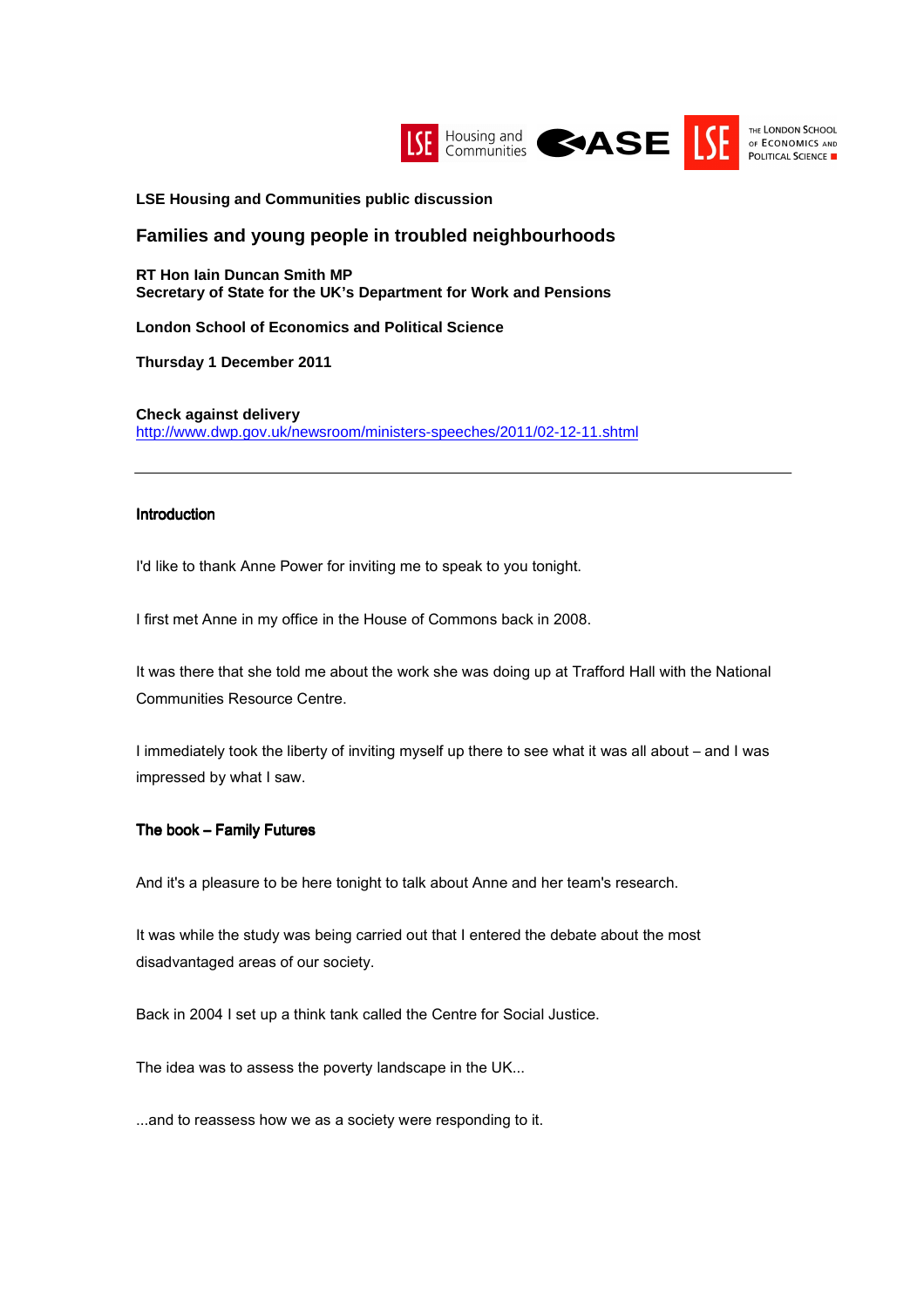**LSE Housing and Communities public discussion**

## Families and young people in troubled neighbourhoods

**RT Hon Iain Duncan Smith MP**
**Secretary of State for the UK's Department for Work and Pensions**

**London School of Economics and Political Science**

**Thursday 1 December 2011**

**Check against delivery**
http://www.dwp.gov.uk/newsroom/ministers-speeches/2011/02-12-11.shtml

---

### Introduction

I'd like to thank Anne Power for inviting me to speak to you tonight.

I first met Anne in my office in the House of Commons back in 2008.

It was there that she told me about the work she was doing up at Trafford Hall with the National Communities Resource Centre.

I immediately took the liberty of inviting myself up there to see what it was all about – and I was impressed by what I saw.

### The book – Family Futures

And it's a pleasure to be here tonight to talk about Anne and her team's research.

It was while the study was being carried out that I entered the debate about the most disadvantaged areas of our society.

Back in 2004 I set up a think tank called the Centre for Social Justice.

The idea was to assess the poverty landscape in the UK...

...and to reassess how we as a society were responding to it.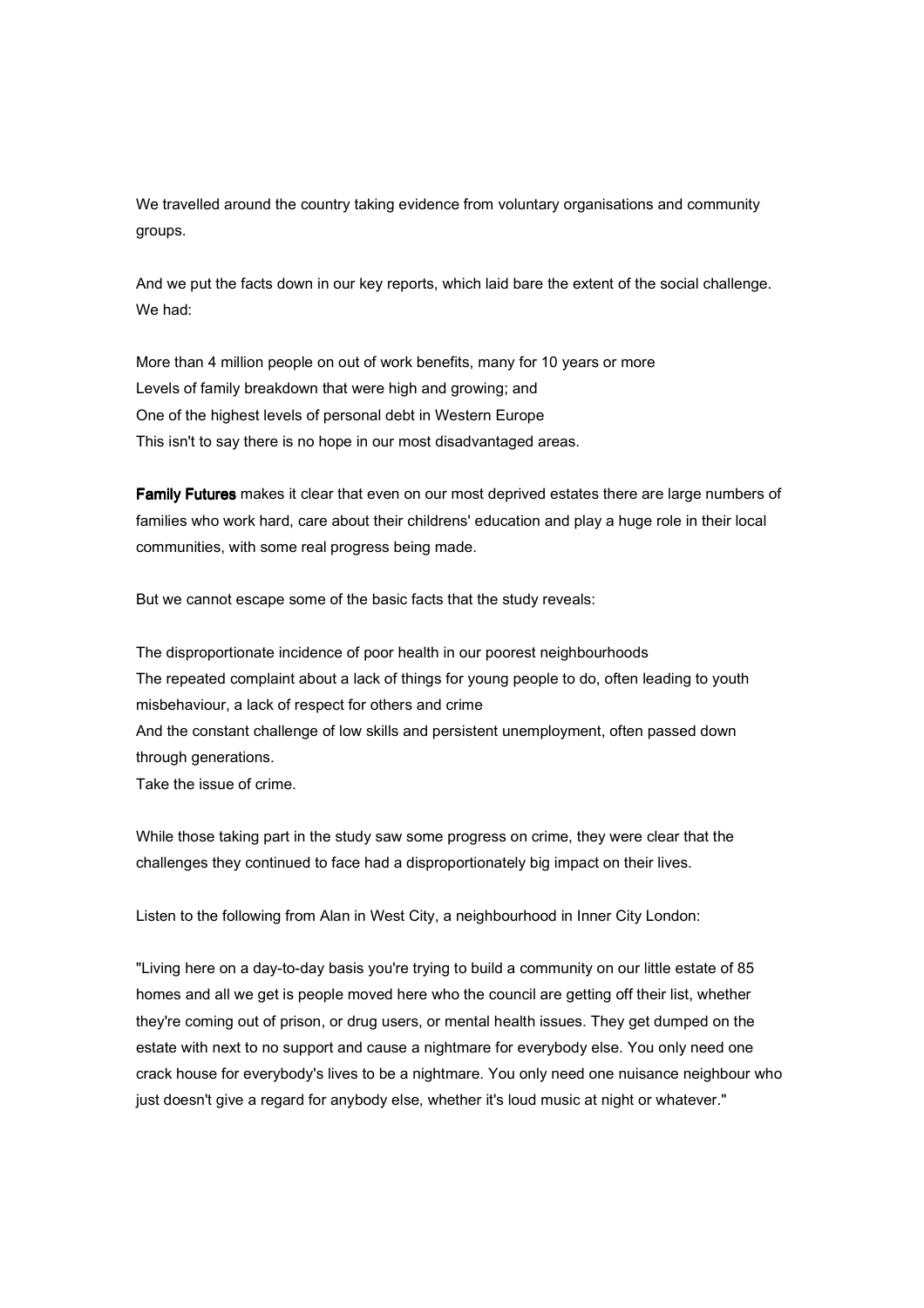We travelled around the country taking evidence from voluntary organisations and community groups.

And we put the facts down in our key reports, which laid bare the extent of the social challenge. We had:

More than 4 million people on out of work benefits, many for 10 years or more
Levels of family breakdown that were high and growing; and
One of the highest levels of personal debt in Western Europe
This isn't to say there is no hope in our most disadvantaged areas.

**Family Futures** makes it clear that even on our most deprived estates there are large numbers of families who work hard, care about their childrens' education and play a huge role in their local communities, with some real progress being made.

But we cannot escape some of the basic facts that the study reveals:

The disproportionate incidence of poor health in our poorest neighbourhoods
The repeated complaint about a lack of things for young people to do, often leading to youth misbehaviour, a lack of respect for others and crime
And the constant challenge of low skills and persistent unemployment, often passed down through generations.
Take the issue of crime.

While those taking part in the study saw some progress on crime, they were clear that the challenges they continued to face had a disproportionately big impact on their lives.

Listen to the following from Alan in West City, a neighbourhood in Inner City London:

"Living here on a day-to-day basis you're trying to build a community on our little estate of 85 homes and all we get is people moved here who the council are getting off their list, whether they're coming out of prison, or drug users, or mental health issues. They get dumped on the estate with next to no support and cause a nightmare for everybody else. You only need one crack house for everybody's lives to be a nightmare. You only need one nuisance neighbour who just doesn't give a regard for anybody else, whether it's loud music at night or whatever."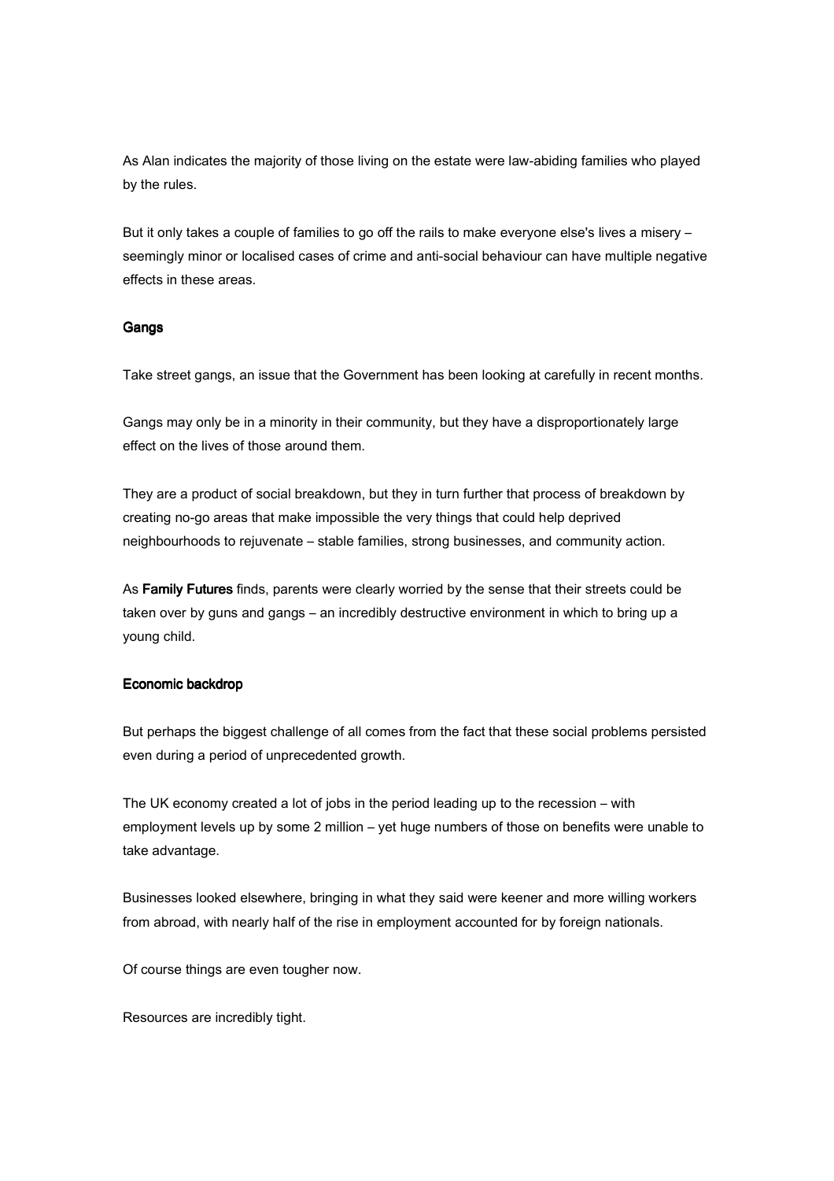As Alan indicates the majority of those living on the estate were law-abiding families who played by the rules.

But it only takes a couple of families to go off the rails to make everyone else's lives a misery – seemingly minor or localised cases of crime and anti-social behaviour can have multiple negative effects in these areas.

### Gangs

Take street gangs, an issue that the Government has been looking at carefully in recent months.

Gangs may only be in a minority in their community, but they have a disproportionately large effect on the lives of those around them.

They are a product of social breakdown, but they in turn further that process of breakdown by creating no-go areas that make impossible the very things that could help deprived neighbourhoods to rejuvenate – stable families, strong businesses, and community action.

As **Family Futures** finds, parents were clearly worried by the sense that their streets could be taken over by guns and gangs – an incredibly destructive environment in which to bring up a young child.

### Economic backdrop

But perhaps the biggest challenge of all comes from the fact that these social problems persisted even during a period of unprecedented growth.

The UK economy created a lot of jobs in the period leading up to the recession – with employment levels up by some 2 million – yet huge numbers of those on benefits were unable to take advantage.

Businesses looked elsewhere, bringing in what they said were keener and more willing workers from abroad, with nearly half of the rise in employment accounted for by foreign nationals.

Of course things are even tougher now.

Resources are incredibly tight.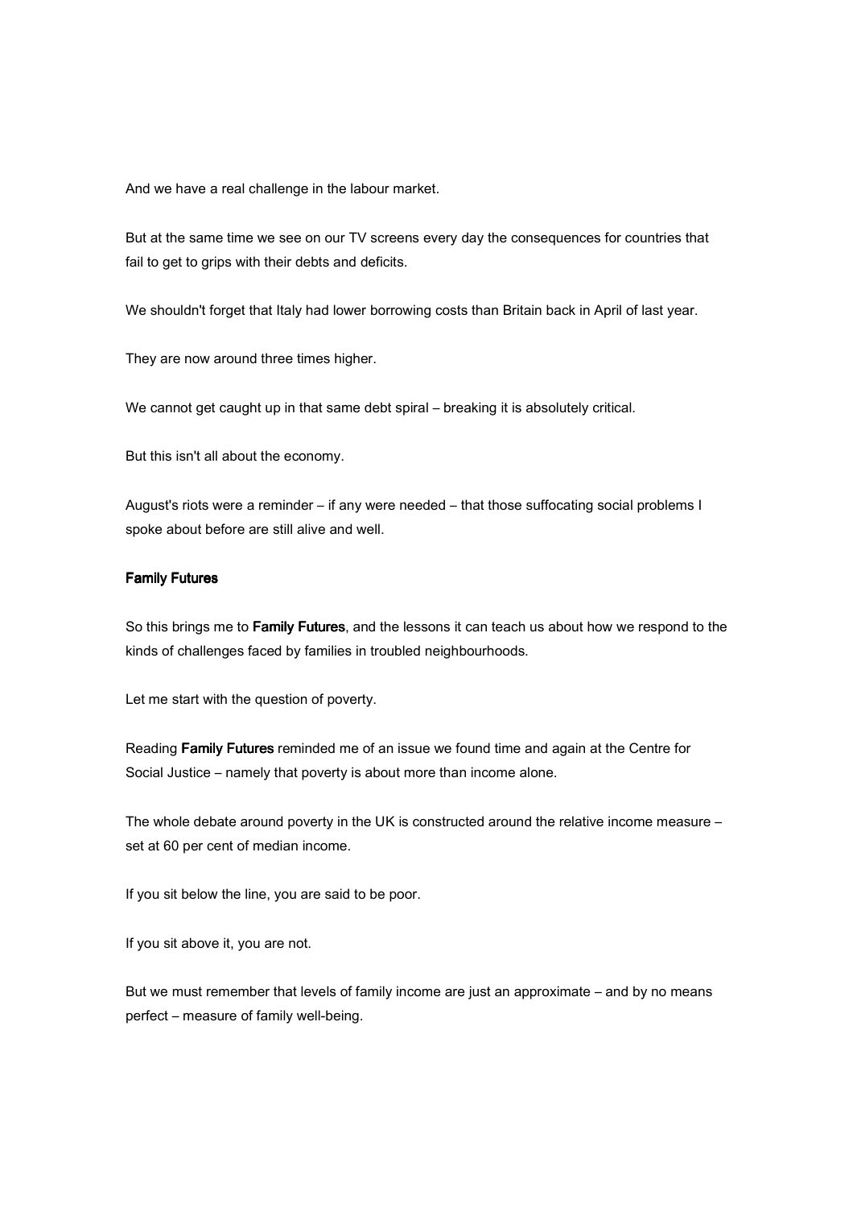And we have a real challenge in the labour market.

But at the same time we see on our TV screens every day the consequences for countries that fail to get to grips with their debts and deficits.

We shouldn't forget that Italy had lower borrowing costs than Britain back in April of last year.

They are now around three times higher.

We cannot get caught up in that same debt spiral – breaking it is absolutely critical.

But this isn't all about the economy.

August's riots were a reminder – if any were needed – that those suffocating social problems I spoke about before are still alive and well.

## Family Futures

So this brings me to **Family Futures**, and the lessons it can teach us about how we respond to the kinds of challenges faced by families in troubled neighbourhoods.

Let me start with the question of poverty.

Reading **Family Futures** reminded me of an issue we found time and again at the Centre for Social Justice – namely that poverty is about more than income alone.

The whole debate around poverty in the UK is constructed around the relative income measure – set at 60 per cent of median income.

If you sit below the line, you are said to be poor.

If you sit above it, you are not.

But we must remember that levels of family income are just an approximate – and by no means perfect – measure of family well-being.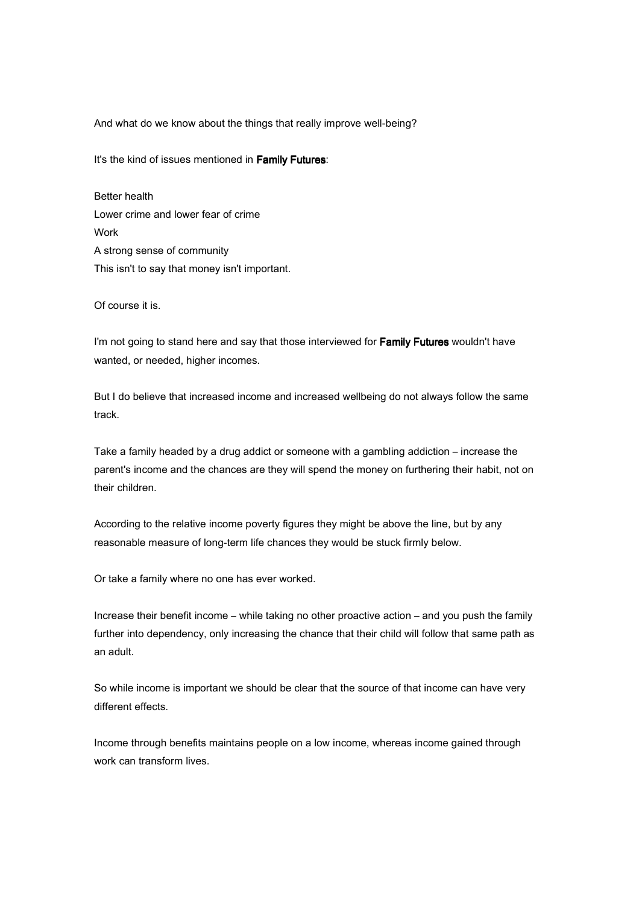And what do we know about the things that really improve well-being?

It's the kind of issues mentioned in **Family Futures**:

Better health
Lower crime and lower fear of crime
Work
A strong sense of community
This isn't to say that money isn't important.

Of course it is.

I'm not going to stand here and say that those interviewed for **Family Futures** wouldn't have wanted, or needed, higher incomes.

But I do believe that increased income and increased wellbeing do not always follow the same track.

Take a family headed by a drug addict or someone with a gambling addiction – increase the parent's income and the chances are they will spend the money on furthering their habit, not on their children.

According to the relative income poverty figures they might be above the line, but by any reasonable measure of long-term life chances they would be stuck firmly below.

Or take a family where no one has ever worked.

Increase their benefit income – while taking no other proactive action – and you push the family further into dependency, only increasing the chance that their child will follow that same path as an adult.

So while income is important we should be clear that the source of that income can have very different effects.

Income through benefits maintains people on a low income, whereas income gained through work can transform lives.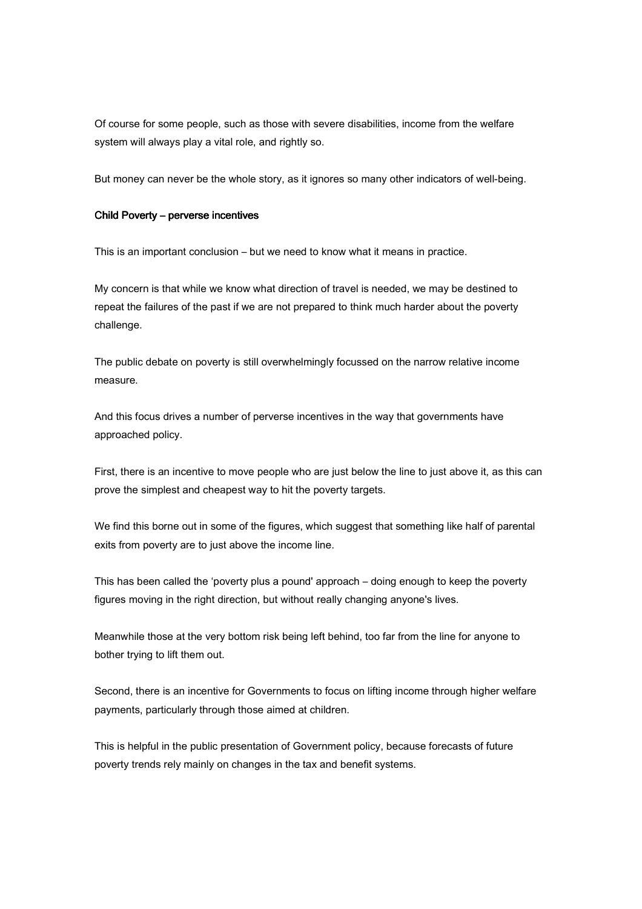Of course for some people, such as those with severe disabilities, income from the welfare system will always play a vital role, and rightly so.

But money can never be the whole story, as it ignores so many other indicators of well-being.

## Child Poverty – perverse incentives

This is an important conclusion – but we need to know what it means in practice.

My concern is that while we know what direction of travel is needed, we may be destined to repeat the failures of the past if we are not prepared to think much harder about the poverty challenge.

The public debate on poverty is still overwhelmingly focussed on the narrow relative income measure.

And this focus drives a number of perverse incentives in the way that governments have approached policy.

First, there is an incentive to move people who are just below the line to just above it, as this can prove the simplest and cheapest way to hit the poverty targets.

We find this borne out in some of the figures, which suggest that something like half of parental exits from poverty are to just above the income line.

This has been called the 'poverty plus a pound' approach – doing enough to keep the poverty figures moving in the right direction, but without really changing anyone's lives.

Meanwhile those at the very bottom risk being left behind, too far from the line for anyone to bother trying to lift them out.

Second, there is an incentive for Governments to focus on lifting income through higher welfare payments, particularly through those aimed at children.

This is helpful in the public presentation of Government policy, because forecasts of future poverty trends rely mainly on changes in the tax and benefit systems.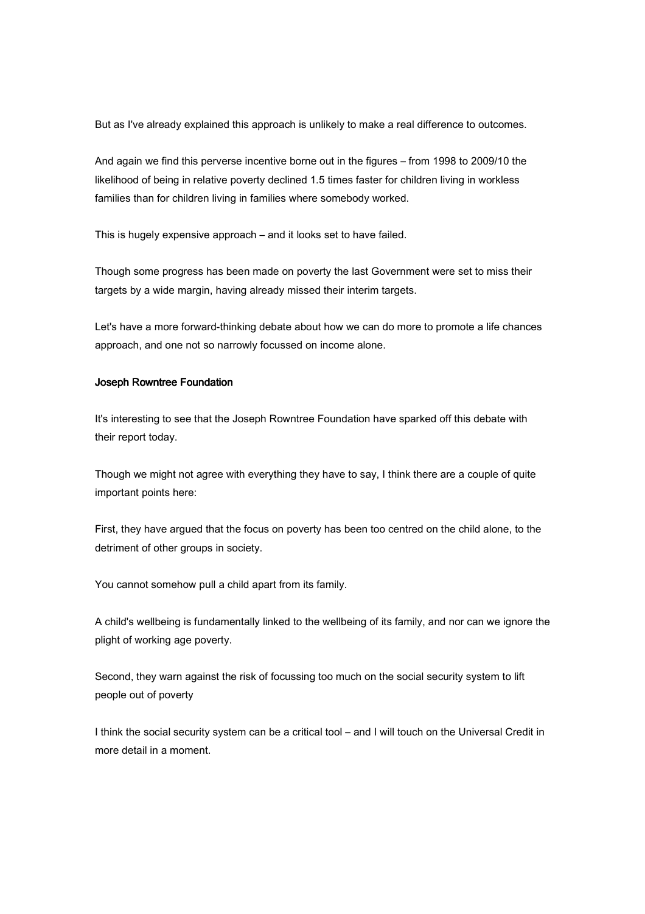But as I've already explained this approach is unlikely to make a real difference to outcomes.

And again we find this perverse incentive borne out in the figures – from 1998 to 2009/10 the likelihood of being in relative poverty declined 1.5 times faster for children living in workless families than for children living in families where somebody worked.

This is hugely expensive approach – and it looks set to have failed.

Though some progress has been made on poverty the last Government were set to miss their targets by a wide margin, having already missed their interim targets.

Let's have a more forward-thinking debate about how we can do more to promote a life chances approach, and one not so narrowly focussed on income alone.

**Joseph Rowntree Foundation**

It's interesting to see that the Joseph Rowntree Foundation have sparked off this debate with their report today.

Though we might not agree with everything they have to say, I think there are a couple of quite important points here:

First, they have argued that the focus on poverty has been too centred on the child alone, to the detriment of other groups in society.

You cannot somehow pull a child apart from its family.

A child's wellbeing is fundamentally linked to the wellbeing of its family, and nor can we ignore the plight of working age poverty.

Second, they warn against the risk of focussing too much on the social security system to lift people out of poverty

I think the social security system can be a critical tool – and I will touch on the Universal Credit in more detail in a moment.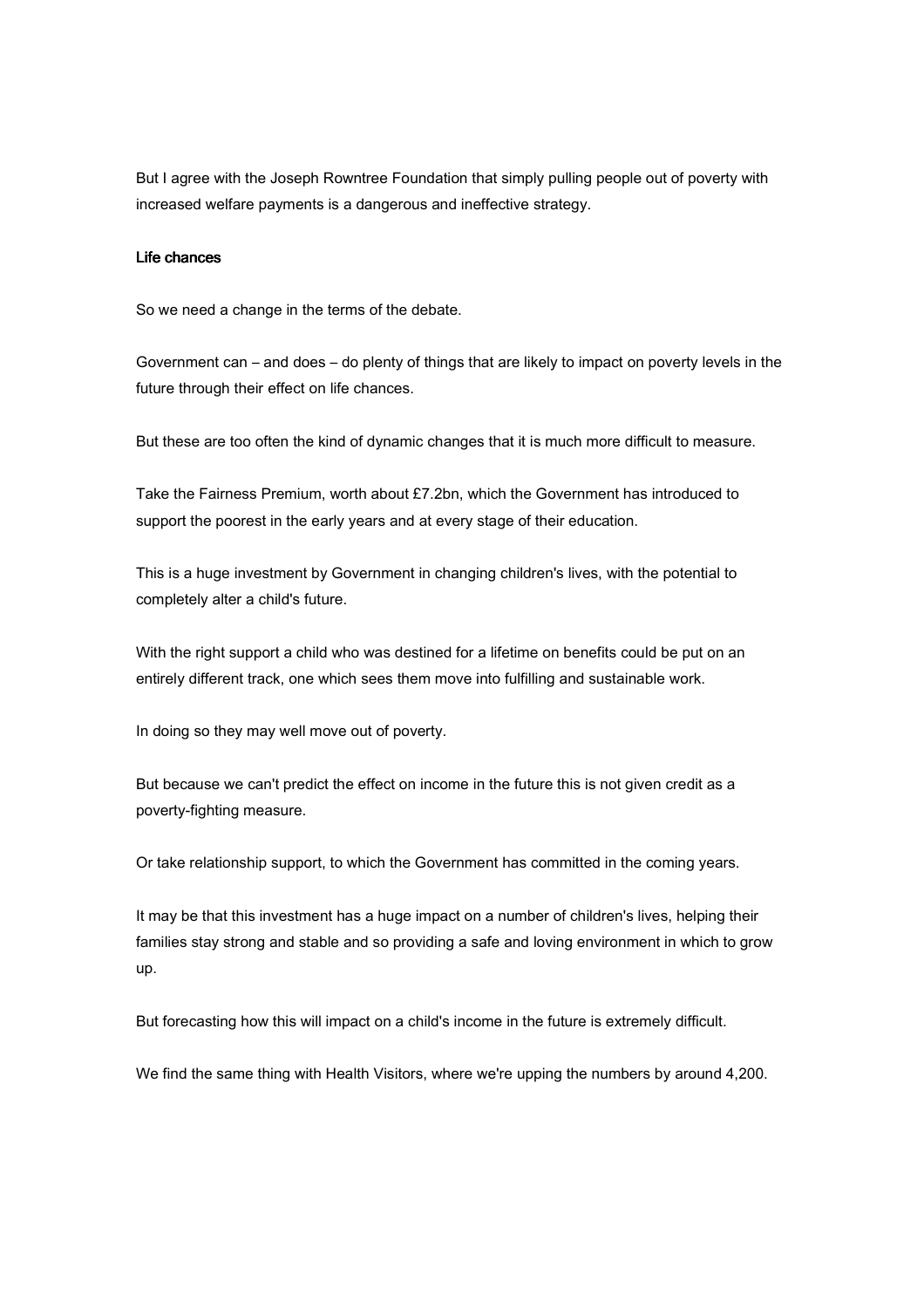But I agree with the Joseph Rowntree Foundation that simply pulling people out of poverty with increased welfare payments is a dangerous and ineffective strategy.

**Life chances**

So we need a change in the terms of the debate.

Government can – and does – do plenty of things that are likely to impact on poverty levels in the future through their effect on life chances.

But these are too often the kind of dynamic changes that it is much more difficult to measure.

Take the Fairness Premium, worth about £7.2bn, which the Government has introduced to support the poorest in the early years and at every stage of their education.

This is a huge investment by Government in changing children's lives, with the potential to completely alter a child's future.

With the right support a child who was destined for a lifetime on benefits could be put on an entirely different track, one which sees them move into fulfilling and sustainable work.

In doing so they may well move out of poverty.

But because we can't predict the effect on income in the future this is not given credit as a poverty-fighting measure.

Or take relationship support, to which the Government has committed in the coming years.

It may be that this investment has a huge impact on a number of children's lives, helping their families stay strong and stable and so providing a safe and loving environment in which to grow up.

But forecasting how this will impact on a child's income in the future is extremely difficult.

We find the same thing with Health Visitors, where we're upping the numbers by around 4,200.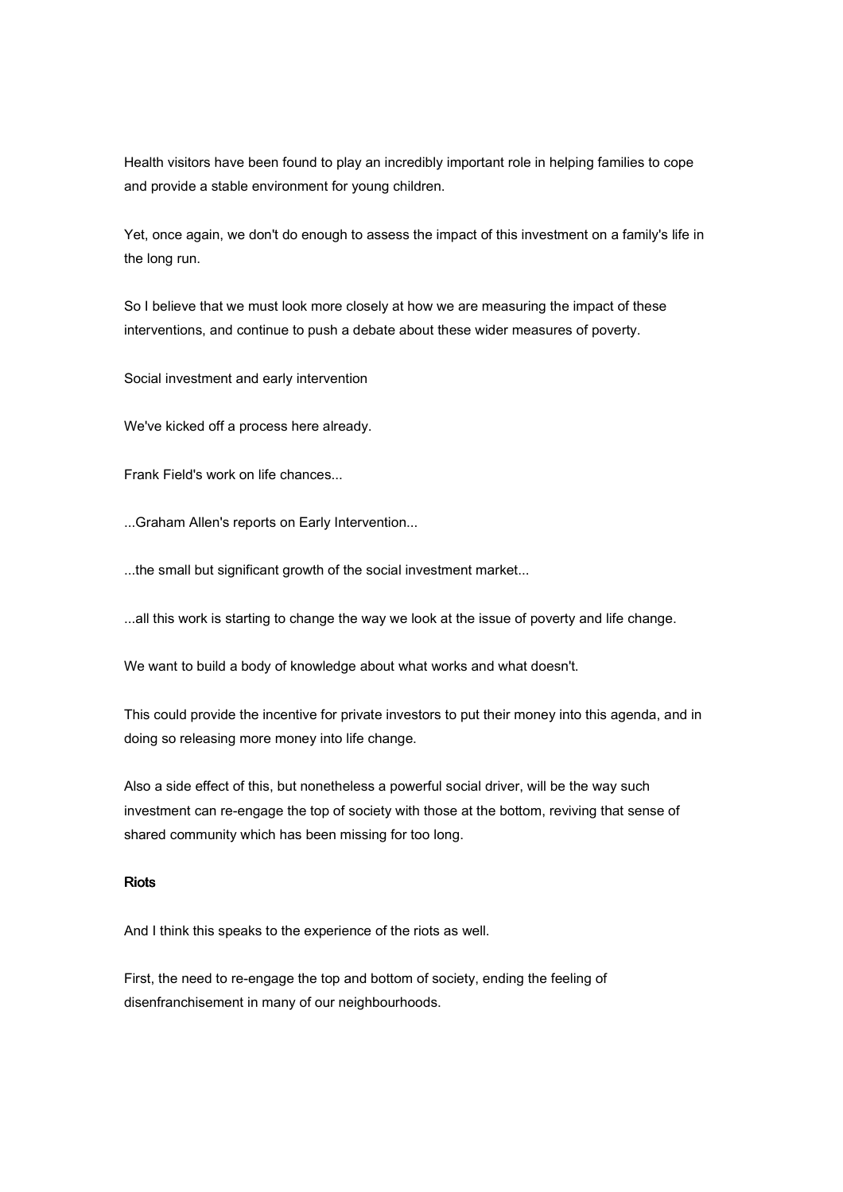Health visitors have been found to play an incredibly important role in helping families to cope and provide a stable environment for young children.

Yet, once again, we don't do enough to assess the impact of this investment on a family's life in the long run.

So I believe that we must look more closely at how we are measuring the impact of these interventions, and continue to push a debate about these wider measures of poverty.

Social investment and early intervention

We've kicked off a process here already.

Frank Field's work on life chances...

...Graham Allen's reports on Early Intervention...

...the small but significant growth of the social investment market...

...all this work is starting to change the way we look at the issue of poverty and life change.

We want to build a body of knowledge about what works and what doesn't.

This could provide the incentive for private investors to put their money into this agenda, and in doing so releasing more money into life change.

Also a side effect of this, but nonetheless a powerful social driver, will be the way such investment can re-engage the top of society with those at the bottom, reviving that sense of shared community which has been missing for too long.

## Riots

And I think this speaks to the experience of the riots as well.

First, the need to re-engage the top and bottom of society, ending the feeling of disenfranchisement in many of our neighbourhoods.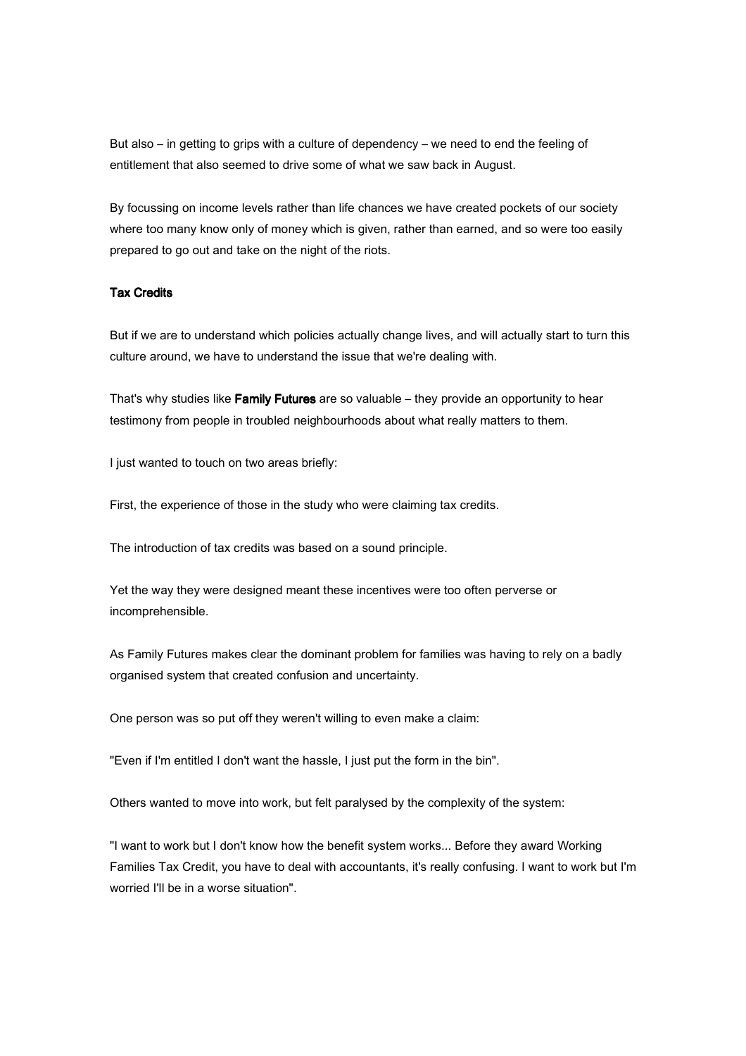But also – in getting to grips with a culture of dependency – we need to end the feeling of entitlement that also seemed to drive some of what we saw back in August.

By focussing on income levels rather than life chances we have created pockets of our society where too many know only of money which is given, rather than earned, and so were too easily prepared to go out and take on the night of the riots.

## Tax Credits

But if we are to understand which policies actually change lives, and will actually start to turn this culture around, we have to understand the issue that we're dealing with.

That's why studies like **Family Futures** are so valuable – they provide an opportunity to hear testimony from people in troubled neighbourhoods about what really matters to them.

I just wanted to touch on two areas briefly:

First, the experience of those in the study who were claiming tax credits.

The introduction of tax credits was based on a sound principle.

Yet the way they were designed meant these incentives were too often perverse or incomprehensible.

As Family Futures makes clear the dominant problem for families was having to rely on a badly organised system that created confusion and uncertainty.

One person was so put off they weren't willing to even make a claim:

"Even if I'm entitled I don't want the hassle, I just put the form in the bin".

Others wanted to move into work, but felt paralysed by the complexity of the system:

"I want to work but I don't know how the benefit system works... Before they award Working Families Tax Credit, you have to deal with accountants, it's really confusing. I want to work but I'm worried I'll be in a worse situation".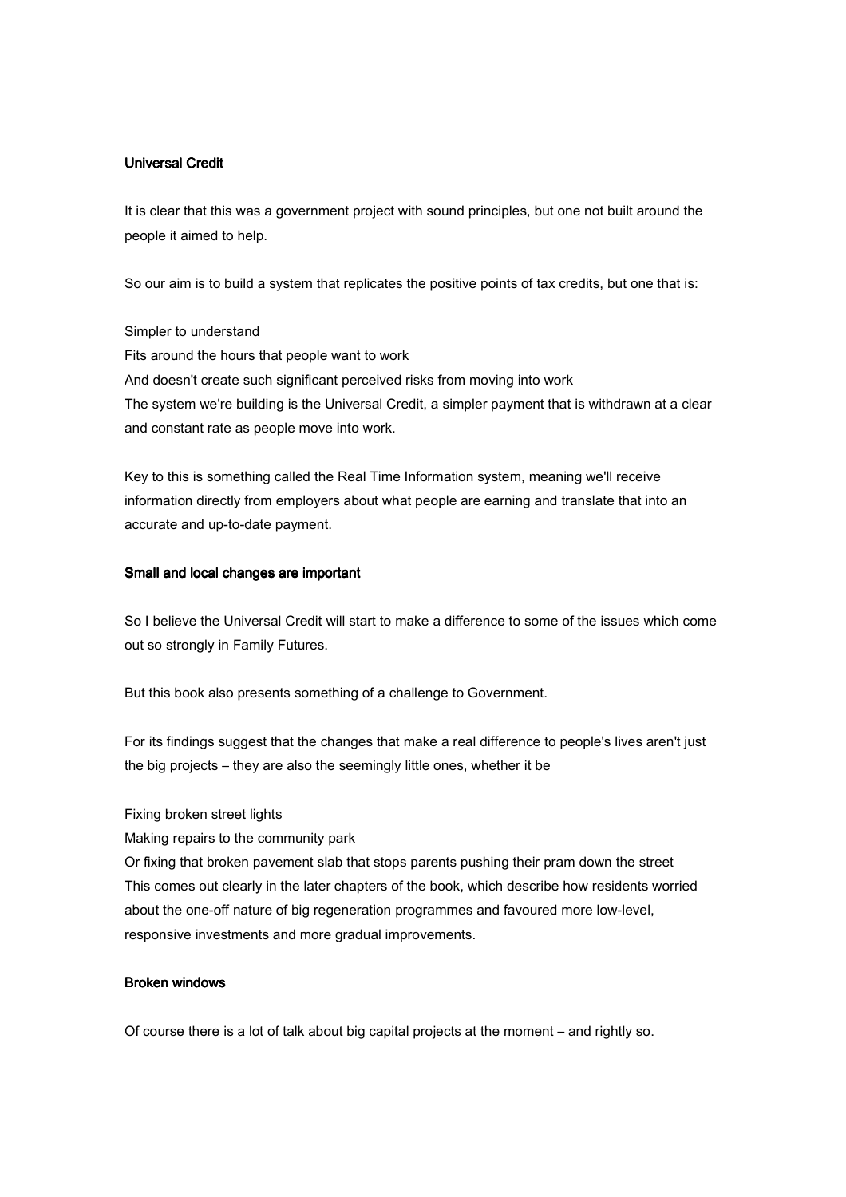## Universal Credit

It is clear that this was a government project with sound principles, but one not built around the people it aimed to help.

So our aim is to build a system that replicates the positive points of tax credits, but one that is:

- Simpler to understand
- Fits around the hours that people want to work
- And doesn't create such significant perceived risks from moving into work

The system we're building is the Universal Credit, a simpler payment that is withdrawn at a clear and constant rate as people move into work.

Key to this is something called the Real Time Information system, meaning we'll receive information directly from employers about what people are earning and translate that into an accurate and up-to-date payment.

## Small and local changes are important

So I believe the Universal Credit will start to make a difference to some of the issues which come out so strongly in Family Futures.

But this book also presents something of a challenge to Government.

For its findings suggest that the changes that make a real difference to people's lives aren't just the big projects – they are also the seemingly little ones, whether it be

- Fixing broken street lights
- Making repairs to the community park
- Or fixing that broken pavement slab that stops parents pushing their pram down the street

This comes out clearly in the later chapters of the book, which describe how residents worried about the one-off nature of big regeneration programmes and favoured more low-level, responsive investments and more gradual improvements.

## Broken windows

Of course there is a lot of talk about big capital projects at the moment – and rightly so.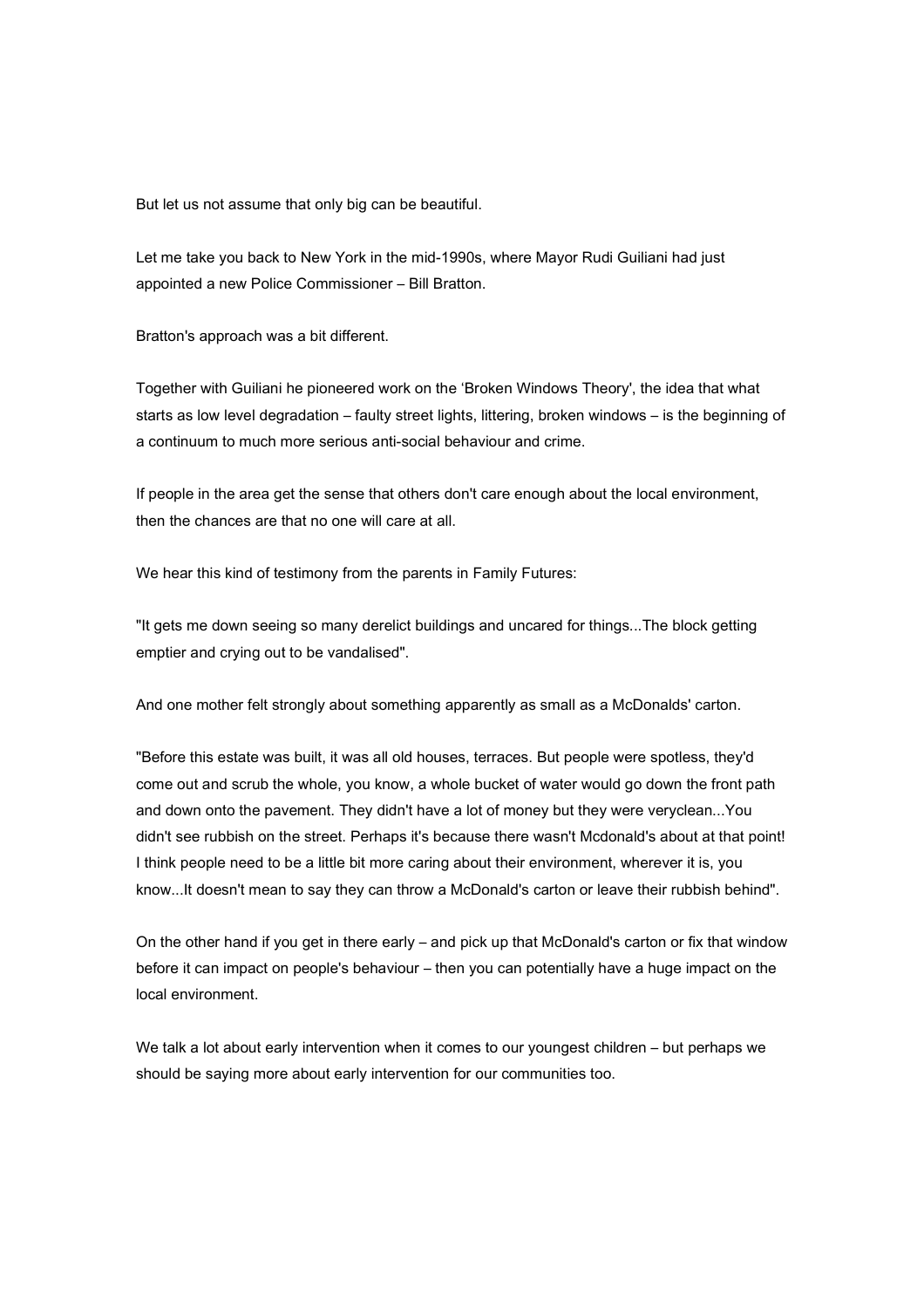But let us not assume that only big can be beautiful.

Let me take you back to New York in the mid-1990s, where Mayor Rudi Guiliani had just appointed a new Police Commissioner – Bill Bratton.

Bratton's approach was a bit different.

Together with Guiliani he pioneered work on the 'Broken Windows Theory', the idea that what starts as low level degradation – faulty street lights, littering, broken windows – is the beginning of a continuum to much more serious anti-social behaviour and crime.

If people in the area get the sense that others don't care enough about the local environment, then the chances are that no one will care at all.

We hear this kind of testimony from the parents in Family Futures:

"It gets me down seeing so many derelict buildings and uncared for things...The block getting emptier and crying out to be vandalised".

And one mother felt strongly about something apparently as small as a McDonalds' carton.

"Before this estate was built, it was all old houses, terraces. But people were spotless, they'd come out and scrub the whole, you know, a whole bucket of water would go down the front path and down onto the pavement. They didn't have a lot of money but they were veryclean...You didn't see rubbish on the street. Perhaps it's because there wasn't Mcdonald's about at that point! I think people need to be a little bit more caring about their environment, wherever it is, you know...It doesn't mean to say they can throw a McDonald's carton or leave their rubbish behind".

On the other hand if you get in there early – and pick up that McDonald's carton or fix that window before it can impact on people's behaviour – then you can potentially have a huge impact on the local environment.

We talk a lot about early intervention when it comes to our youngest children – but perhaps we should be saying more about early intervention for our communities too.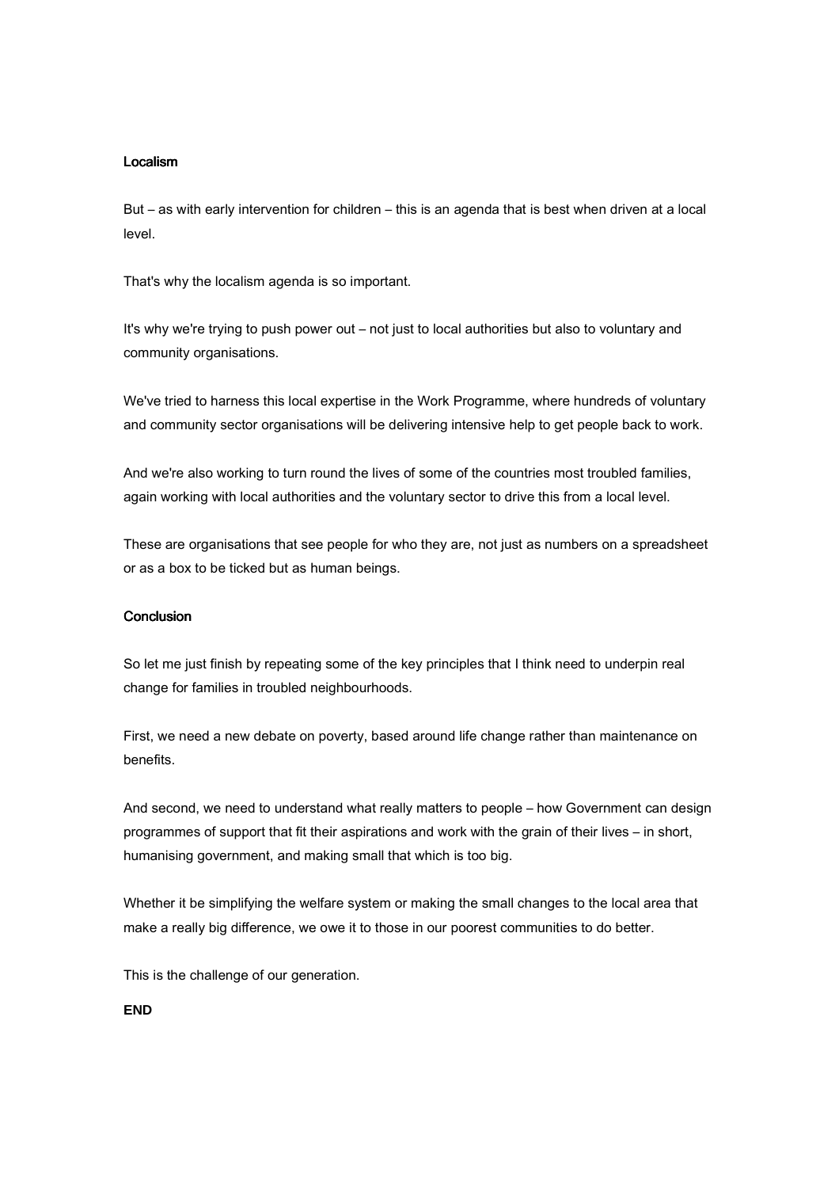## Localism

But – as with early intervention for children – this is an agenda that is best when driven at a local level.

That's why the localism agenda is so important.

It's why we're trying to push power out – not just to local authorities but also to voluntary and community organisations.

We've tried to harness this local expertise in the Work Programme, where hundreds of voluntary and community sector organisations will be delivering intensive help to get people back to work.

And we're also working to turn round the lives of some of the countries most troubled families, again working with local authorities and the voluntary sector to drive this from a local level.

These are organisations that see people for who they are, not just as numbers on a spreadsheet or as a box to be ticked but as human beings.

## Conclusion

So let me just finish by repeating some of the key principles that I think need to underpin real change for families in troubled neighbourhoods.

First, we need a new debate on poverty, based around life change rather than maintenance on benefits.

And second, we need to understand what really matters to people – how Government can design programmes of support that fit their aspirations and work with the grain of their lives – in short, humanising government, and making small that which is too big.

Whether it be simplifying the welfare system or making the small changes to the local area that make a really big difference, we owe it to those in our poorest communities to do better.

This is the challenge of our generation.

**END**